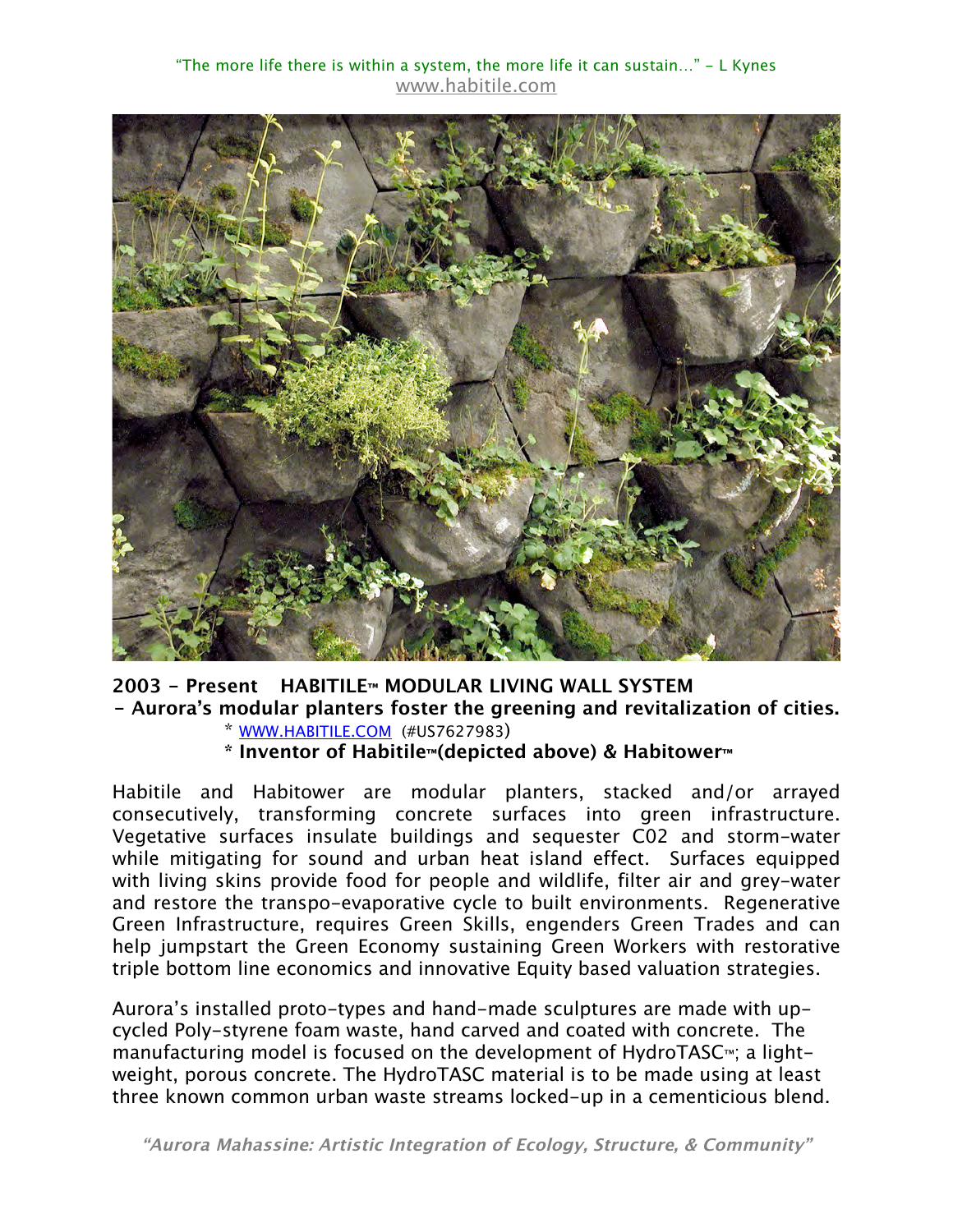"The more life there is within a system, the more life it can sustain…" - L Kynes
www.habitile.com

**2003 - Present HABITILE™ MODULAR LIVING WALL SYSTEM**
**- Aurora's modular planters foster the greening and revitalization of cities.**

* WWW.HABITILE.COM (#US7627983)
* **Inventor of Habitile™(depicted above) & Habitower™**

Habitile and Habitower are modular planters, stacked and/or arrayed consecutively, transforming concrete surfaces into green infrastructure. Vegetative surfaces insulate buildings and sequester C02 and storm-water while mitigating for sound and urban heat island effect. Surfaces equipped with living skins provide food for people and wildlife, filter air and grey-water and restore the transpo-evaporative cycle to built environments. Regenerative Green Infrastructure, requires Green Skills, engenders Green Trades and can help jumpstart the Green Economy sustaining Green Workers with restorative triple bottom line economics and innovative Equity based valuation strategies.

Aurora's installed proto-types and hand-made sculptures are made with up-cycled Poly-styrene foam waste, hand carved and coated with concrete. The manufacturing model is focused on the development of HydroTASC™; a light-weight, porous concrete. The HydroTASC material is to be made using at least three known common urban waste streams locked-up in a cementicious blend.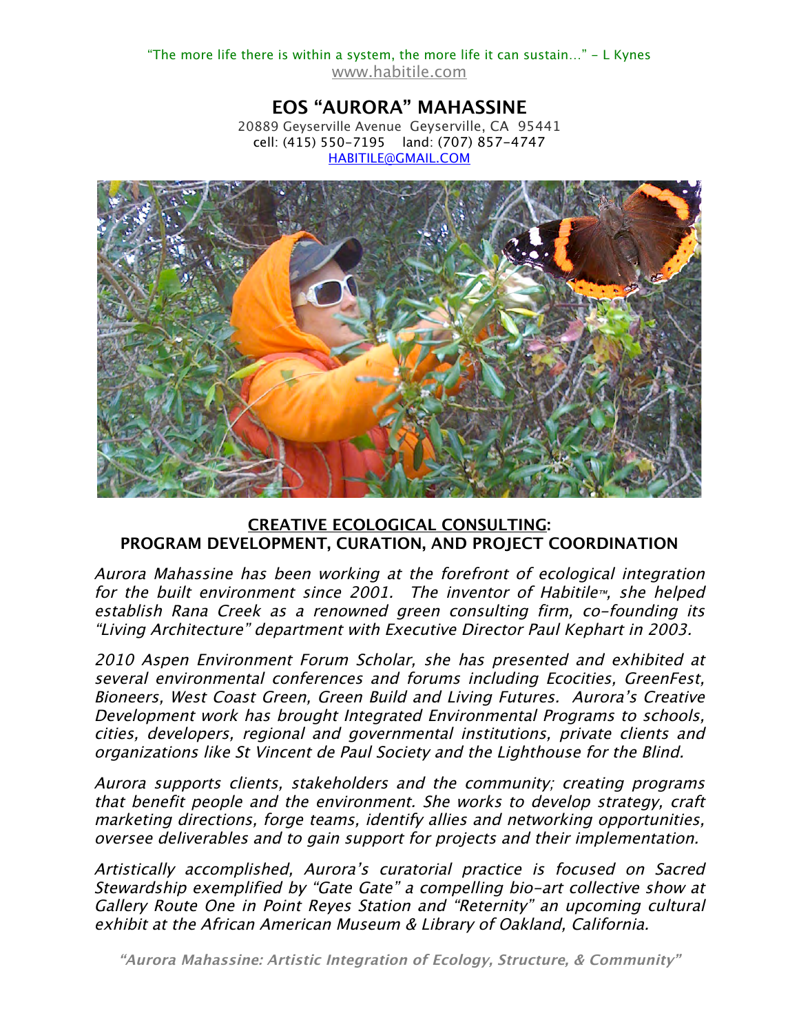"The more life there is within a system, the more life it can sustain..." - L Kynes

www.habitile.com

# EOS "AURORA" MAHASSINE

20889 Geyserville Avenue Geyserville, CA 95441
cell: (415) 550-7195 land: (707) 857-4747
HABITILE@GMAIL.COM

## CREATIVE ECOLOGICAL CONSULTING: PROGRAM DEVELOPMENT, CURATION, AND PROJECT COORDINATION

*Aurora Mahassine has been working at the forefront of ecological integration for the built environment since 2001. The inventor of Habitile™, she helped establish Rana Creek as a renowned green consulting firm, co-founding its "Living Architecture" department with Executive Director Paul Kephart in 2003.*

*2010 Aspen Environment Forum Scholar, she has presented and exhibited at several environmental conferences and forums including Ecocities, GreenFest, Bioneers, West Coast Green, Green Build and Living Futures. Aurora's Creative Development work has brought Integrated Environmental Programs to schools, cities, developers, regional and governmental institutions, private clients and organizations like St Vincent de Paul Society and the Lighthouse for the Blind.*

*Aurora supports clients, stakeholders and the community; creating programs that benefit people and the environment. She works to develop strategy, craft marketing directions, forge teams, identify allies and networking opportunities, oversee deliverables and to gain support for projects and their implementation.*

*Artistically accomplished, Aurora's curatorial practice is focused on Sacred Stewardship exemplified by "Gate Gate" a compelling bio-art collective show at Gallery Route One in Point Reyes Station and "Reternity" an upcoming cultural exhibit at the African American Museum & Library of Oakland, California.*

***"Aurora Mahassine: Artistic Integration of Ecology, Structure, & Community"***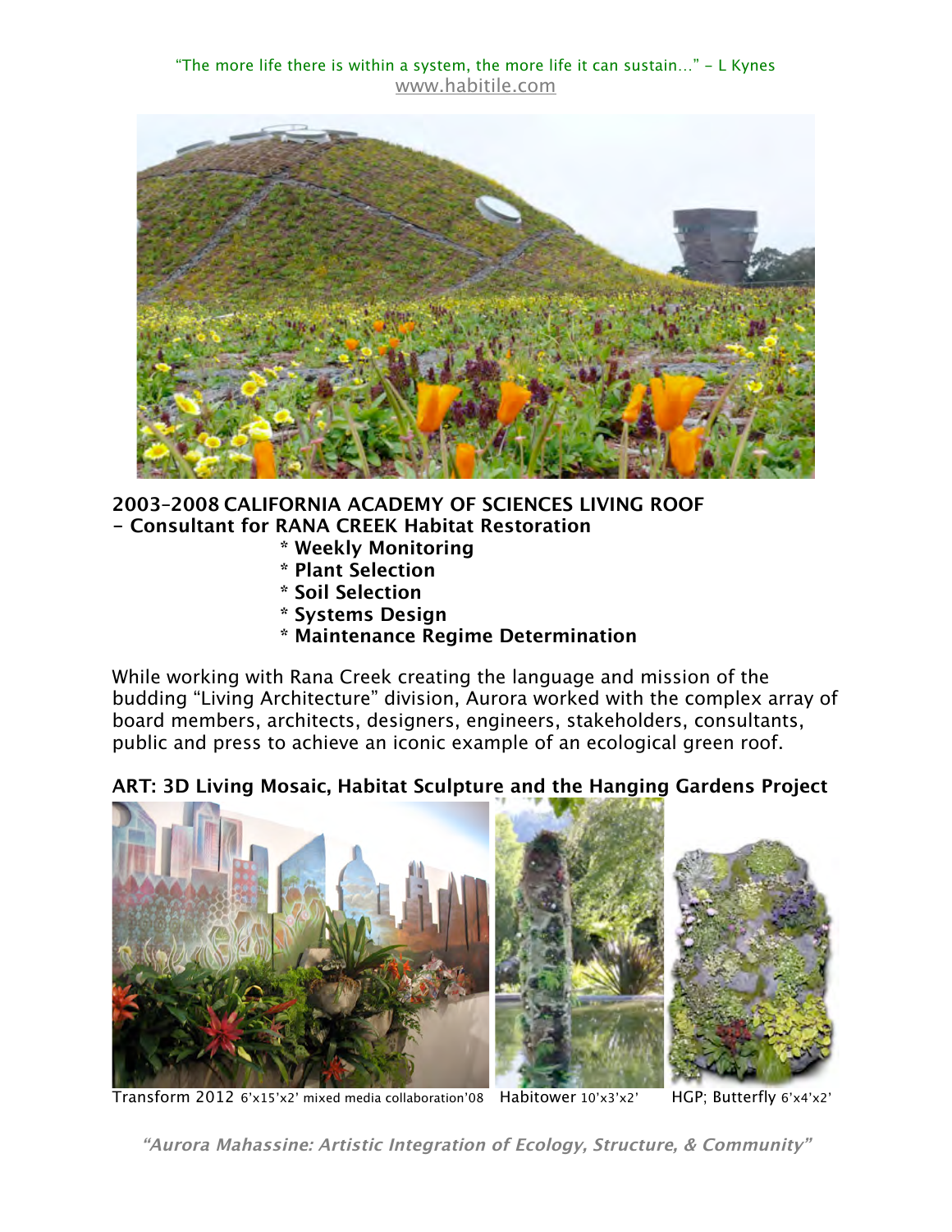"The more life there is within a system, the more life it can sustain…" - L Kynes
www.habitile.com

**2003–2008 CALIFORNIA ACADEMY OF SCIENCES LIVING ROOF**
**- Consultant for RANA CREEK Habitat Restoration**

- **Weekly Monitoring**
- **Plant Selection**
- **Soil Selection**
- **Systems Design**
- **Maintenance Regime Determination**

While working with Rana Creek creating the language and mission of the budding "Living Architecture" division, Aurora worked with the complex array of board members, architects, designers, engineers, stakeholders, consultants, public and press to achieve an iconic example of an ecological green roof.

**ART: 3D Living Mosaic, Habitat Sculpture and the Hanging Gardens Project**

Transform 2012 6'x15'x2' mixed media collaboration'08 Habitower 10'x3'x2' HGP; Butterfly 6'x4'x2'

*"Aurora Mahassine: Artistic Integration of Ecology, Structure, & Community"*